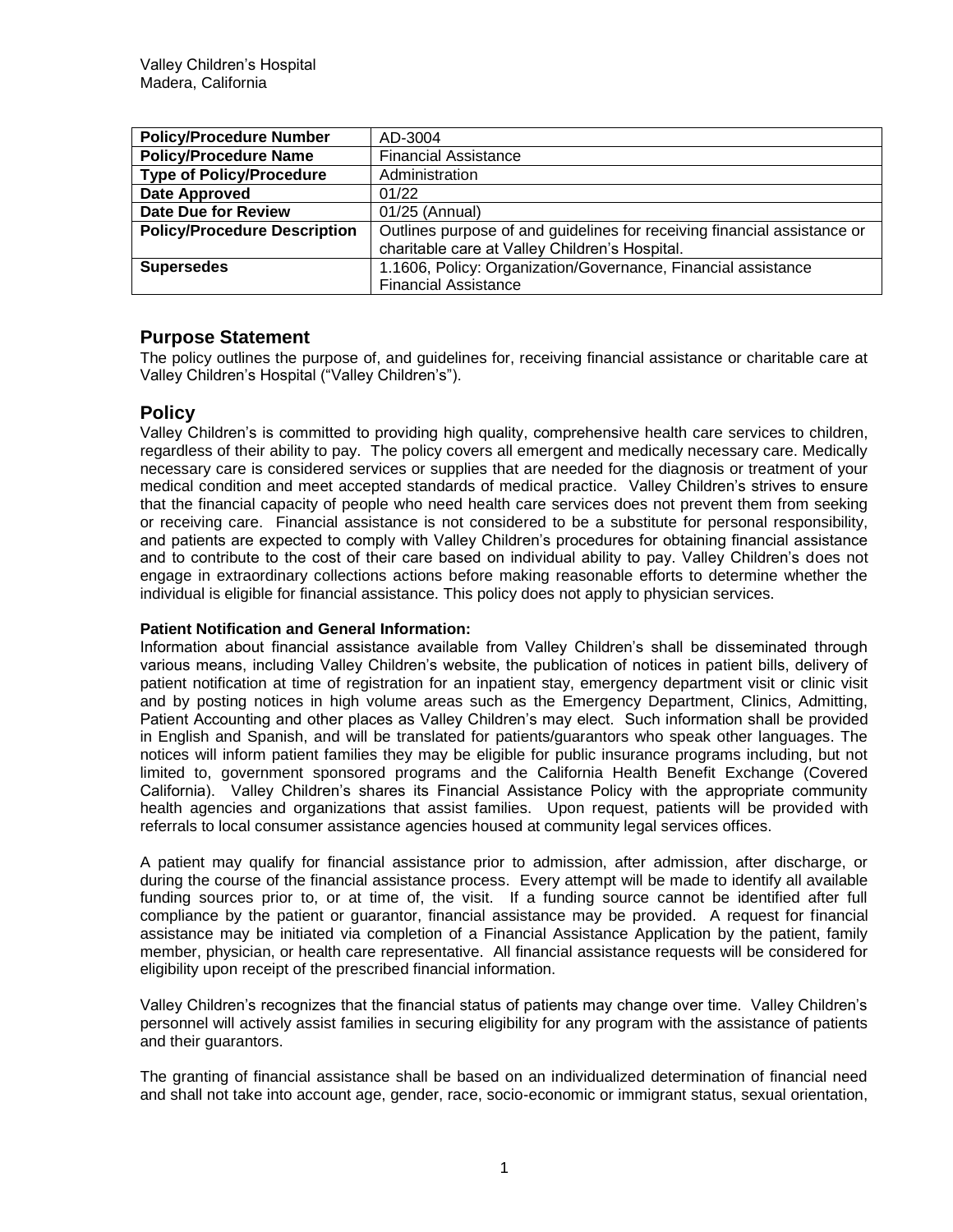Valley Children's Hospital
Madera, California

| **Policy/Procedure Number** | AD-3004 |
| --- | --- |
| **Policy/Procedure Name** | Financial Assistance |
| **Type of Policy/Procedure** | Administration |
| **Date Approved** | 01/22 |
| **Date Due for Review** | 01/25 (Annual) |
| **Policy/Procedure Description** | Outlines purpose of and guidelines for receiving financial assistance or charitable care at Valley Children's Hospital. |
| **Supersedes** | 1.1606, Policy: Organization/Governance, Financial assistance Financial Assistance |

## Purpose Statement

The policy outlines the purpose of, and guidelines for, receiving financial assistance or charitable care at Valley Children's Hospital ("Valley Children's").

## Policy

Valley Children's is committed to providing high quality, comprehensive health care services to children, regardless of their ability to pay. The policy covers all emergent and medically necessary care. Medically necessary care is considered services or supplies that are needed for the diagnosis or treatment of your medical condition and meet accepted standards of medical practice. Valley Children's strives to ensure that the financial capacity of people who need health care services does not prevent them from seeking or receiving care. Financial assistance is not considered to be a substitute for personal responsibility, and patients are expected to comply with Valley Children's procedures for obtaining financial assistance and to contribute to the cost of their care based on individual ability to pay. Valley Children's does not engage in extraordinary collections actions before making reasonable efforts to determine whether the individual is eligible for financial assistance. This policy does not apply to physician services.

**Patient Notification and General Information:**

Information about financial assistance available from Valley Children's shall be disseminated through various means, including Valley Children's website, the publication of notices in patient bills, delivery of patient notification at time of registration for an inpatient stay, emergency department visit or clinic visit and by posting notices in high volume areas such as the Emergency Department, Clinics, Admitting, Patient Accounting and other places as Valley Children's may elect. Such information shall be provided in English and Spanish, and will be translated for patients/guarantors who speak other languages. The notices will inform patient families they may be eligible for public insurance programs including, but not limited to, government sponsored programs and the California Health Benefit Exchange (Covered California). Valley Children's shares its Financial Assistance Policy with the appropriate community health agencies and organizations that assist families. Upon request, patients will be provided with referrals to local consumer assistance agencies housed at community legal services offices.

A patient may qualify for financial assistance prior to admission, after admission, after discharge, or during the course of the financial assistance process. Every attempt will be made to identify all available funding sources prior to, or at time of, the visit. If a funding source cannot be identified after full compliance by the patient or guarantor, financial assistance may be provided. A request for financial assistance may be initiated via completion of a Financial Assistance Application by the patient, family member, physician, or health care representative. All financial assistance requests will be considered for eligibility upon receipt of the prescribed financial information.

Valley Children's recognizes that the financial status of patients may change over time. Valley Children's personnel will actively assist families in securing eligibility for any program with the assistance of patients and their guarantors.

The granting of financial assistance shall be based on an individualized determination of financial need and shall not take into account age, gender, race, socio-economic or immigrant status, sexual orientation,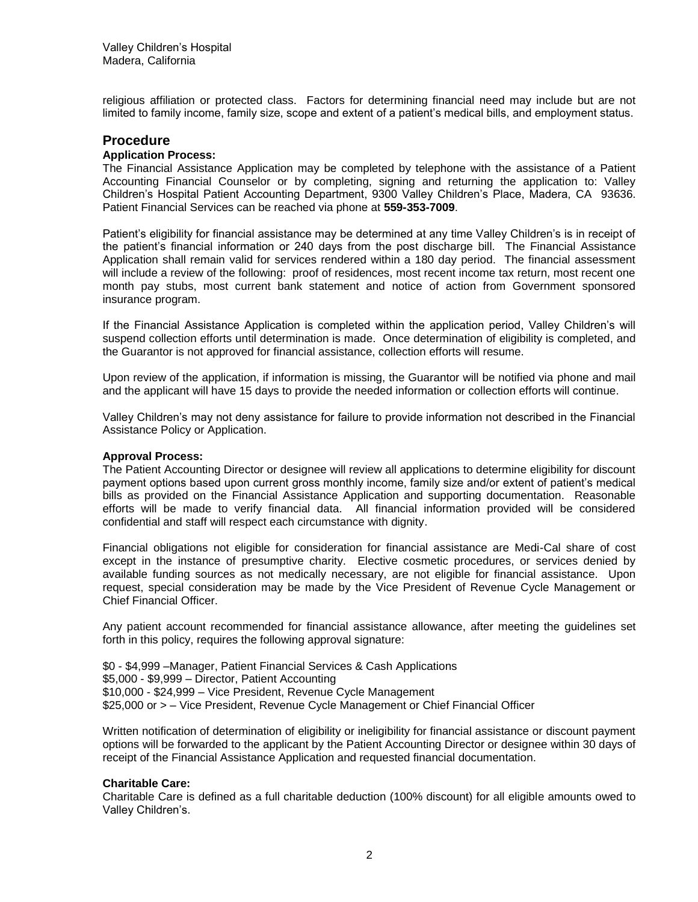religious affiliation or protected class. Factors for determining financial need may include but are not limited to family income, family size, scope and extent of a patient's medical bills, and employment status.

## Procedure

**Application Process:**

The Financial Assistance Application may be completed by telephone with the assistance of a Patient Accounting Financial Counselor or by completing, signing and returning the application to: Valley Children's Hospital Patient Accounting Department, 9300 Valley Children's Place, Madera, CA 93636. Patient Financial Services can be reached via phone at **559-353-7009**.

Patient's eligibility for financial assistance may be determined at any time Valley Children's is in receipt of the patient's financial information or 240 days from the post discharge bill. The Financial Assistance Application shall remain valid for services rendered within a 180 day period. The financial assessment will include a review of the following: proof of residences, most recent income tax return, most recent one month pay stubs, most current bank statement and notice of action from Government sponsored insurance program.

If the Financial Assistance Application is completed within the application period, Valley Children's will suspend collection efforts until determination is made. Once determination of eligibility is completed, and the Guarantor is not approved for financial assistance, collection efforts will resume.

Upon review of the application, if information is missing, the Guarantor will be notified via phone and mail and the applicant will have 15 days to provide the needed information or collection efforts will continue.

Valley Children's may not deny assistance for failure to provide information not described in the Financial Assistance Policy or Application.

**Approval Process:**

The Patient Accounting Director or designee will review all applications to determine eligibility for discount payment options based upon current gross monthly income, family size and/or extent of patient's medical bills as provided on the Financial Assistance Application and supporting documentation. Reasonable efforts will be made to verify financial data. All financial information provided will be considered confidential and staff will respect each circumstance with dignity.

Financial obligations not eligible for consideration for financial assistance are Medi-Cal share of cost except in the instance of presumptive charity. Elective cosmetic procedures, or services denied by available funding sources as not medically necessary, are not eligible for financial assistance. Upon request, special consideration may be made by the Vice President of Revenue Cycle Management or Chief Financial Officer.

Any patient account recommended for financial assistance allowance, after meeting the guidelines set forth in this policy, requires the following approval signature:

$0 - $4,999 –Manager, Patient Financial Services & Cash Applications
$5,000 - $9,999 – Director, Patient Accounting
$10,000 - $24,999 – Vice President, Revenue Cycle Management
$25,000 or > – Vice President, Revenue Cycle Management or Chief Financial Officer

Written notification of determination of eligibility or ineligibility for financial assistance or discount payment options will be forwarded to the applicant by the Patient Accounting Director or designee within 30 days of receipt of the Financial Assistance Application and requested financial documentation.

**Charitable Care:**

Charitable Care is defined as a full charitable deduction (100% discount) for all eligible amounts owed to Valley Children's.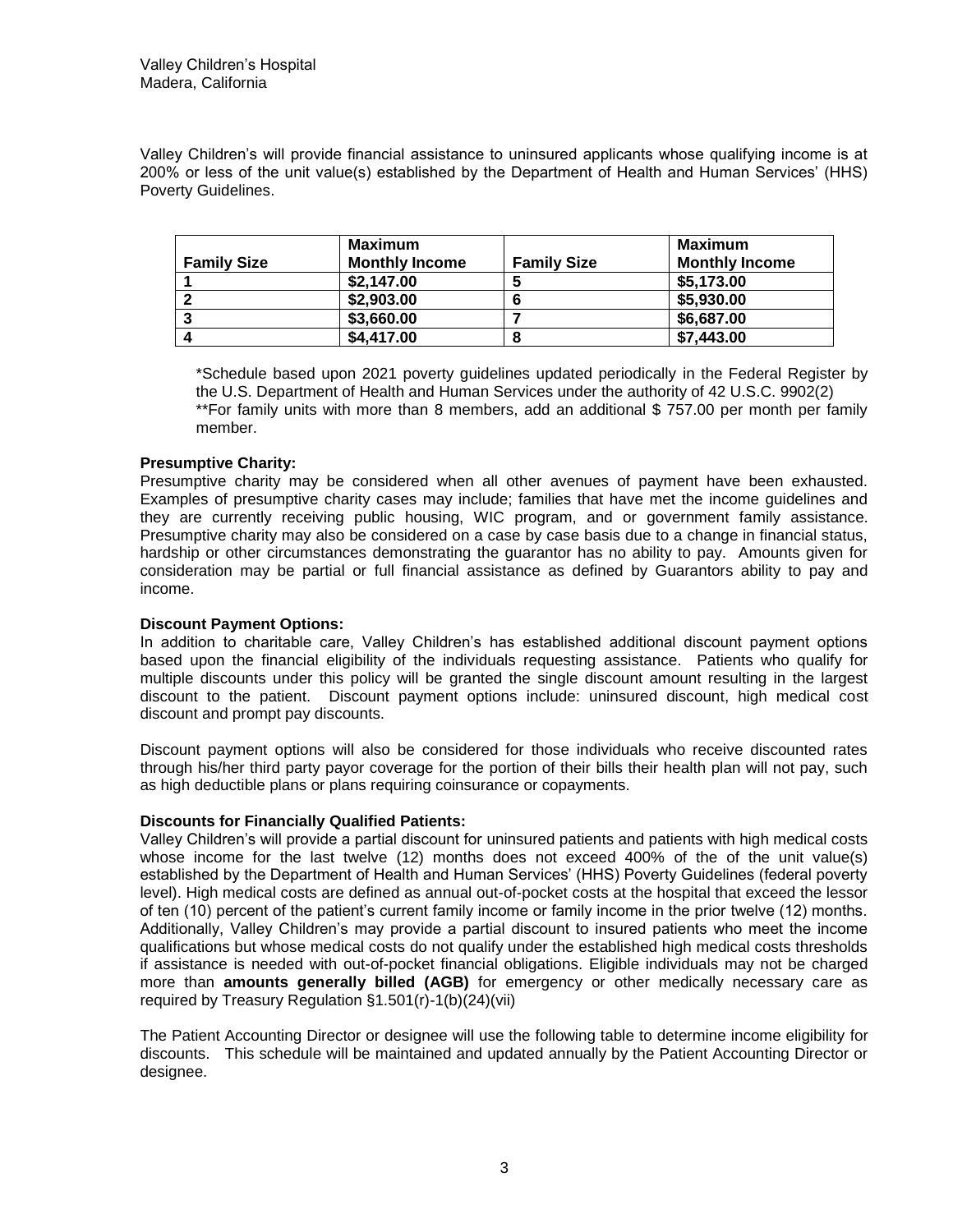Valley Children's Hospital
Madera, California

Valley Children's will provide financial assistance to uninsured applicants whose qualifying income is at 200% or less of the unit value(s) established by the Department of Health and Human Services' (HHS) Poverty Guidelines.

| Family Size | Maximum Monthly Income | Family Size | Maximum Monthly Income |
|---|---|---|---|
| 1 | $2,147.00 | 5 | $5,173.00 |
| 2 | $2,903.00 | 6 | $5,930.00 |
| 3 | $3,660.00 | 7 | $6,687.00 |
| 4 | $4,417.00 | 8 | $7,443.00 |

*Schedule based upon 2021 poverty guidelines updated periodically in the Federal Register by the U.S. Department of Health and Human Services under the authority of 42 U.S.C. 9902(2)
**For family units with more than 8 members, add an additional $ 757.00 per month per family member.

**Presumptive Charity:**
Presumptive charity may be considered when all other avenues of payment have been exhausted. Examples of presumptive charity cases may include; families that have met the income guidelines and they are currently receiving public housing, WIC program, and or government family assistance. Presumptive charity may also be considered on a case by case basis due to a change in financial status, hardship or other circumstances demonstrating the guarantor has no ability to pay. Amounts given for consideration may be partial or full financial assistance as defined by Guarantors ability to pay and income.

**Discount Payment Options:**
In addition to charitable care, Valley Children's has established additional discount payment options based upon the financial eligibility of the individuals requesting assistance. Patients who qualify for multiple discounts under this policy will be granted the single discount amount resulting in the largest discount to the patient. Discount payment options include: uninsured discount, high medical cost discount and prompt pay discounts.

Discount payment options will also be considered for those individuals who receive discounted rates through his/her third party payor coverage for the portion of their bills their health plan will not pay, such as high deductible plans or plans requiring coinsurance or copayments.

**Discounts for Financially Qualified Patients:**
Valley Children's will provide a partial discount for uninsured patients and patients with high medical costs whose income for the last twelve (12) months does not exceed 400% of the of the unit value(s) established by the Department of Health and Human Services' (HHS) Poverty Guidelines (federal poverty level). High medical costs are defined as annual out-of-pocket costs at the hospital that exceed the lessor of ten (10) percent of the patient's current family income or family income in the prior twelve (12) months. Additionally, Valley Children's may provide a partial discount to insured patients who meet the income qualifications but whose medical costs do not qualify under the established high medical costs thresholds if assistance is needed with out-of-pocket financial obligations. Eligible individuals may not be charged more than **amounts generally billed (AGB)** for emergency or other medically necessary care as required by Treasury Regulation §1.501(r)-1(b)(24)(vii)

The Patient Accounting Director or designee will use the following table to determine income eligibility for discounts. This schedule will be maintained and updated annually by the Patient Accounting Director or designee.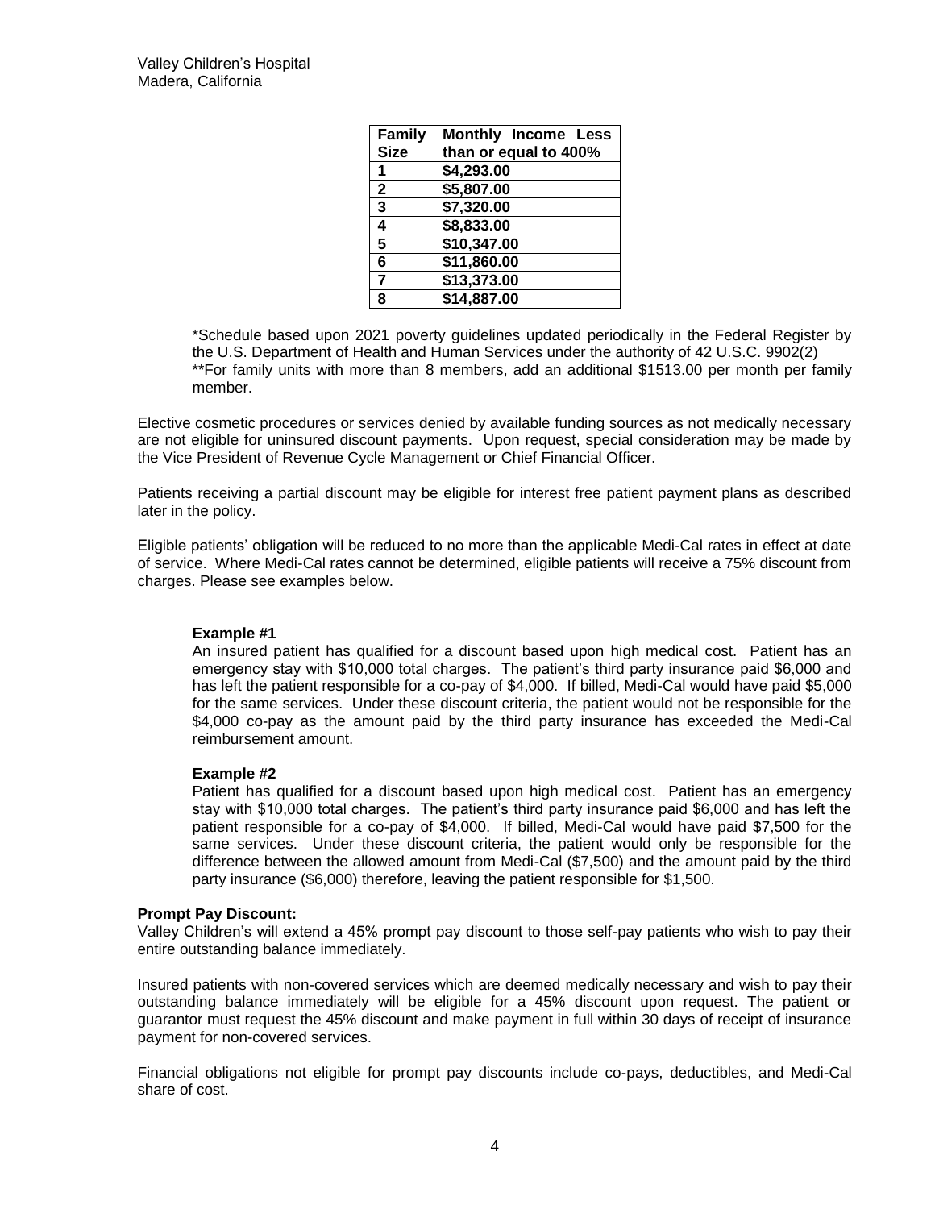| Family Size | Monthly Income Less than or equal to 400% |
|---|---|
| 1 | $4,293.00 |
| 2 | $5,807.00 |
| 3 | $7,320.00 |
| 4 | $8,833.00 |
| 5 | $10,347.00 |
| 6 | $11,860.00 |
| 7 | $13,373.00 |
| 8 | $14,887.00 |

*Schedule based upon 2021 poverty guidelines updated periodically in the Federal Register by the U.S. Department of Health and Human Services under the authority of 42 U.S.C. 9902(2)
**For family units with more than 8 members, add an additional $1513.00 per month per family member.

Elective cosmetic procedures or services denied by available funding sources as not medically necessary are not eligible for uninsured discount payments. Upon request, special consideration may be made by the Vice President of Revenue Cycle Management or Chief Financial Officer.

Patients receiving a partial discount may be eligible for interest free patient payment plans as described later in the policy.

Eligible patients' obligation will be reduced to no more than the applicable Medi-Cal rates in effect at date of service. Where Medi-Cal rates cannot be determined, eligible patients will receive a 75% discount from charges. Please see examples below.

**Example #1**
An insured patient has qualified for a discount based upon high medical cost. Patient has an emergency stay with $10,000 total charges. The patient's third party insurance paid $6,000 and has left the patient responsible for a co-pay of $4,000. If billed, Medi-Cal would have paid $5,000 for the same services. Under these discount criteria, the patient would not be responsible for the $4,000 co-pay as the amount paid by the third party insurance has exceeded the Medi-Cal reimbursement amount.

**Example #2**
Patient has qualified for a discount based upon high medical cost. Patient has an emergency stay with $10,000 total charges. The patient's third party insurance paid $6,000 and has left the patient responsible for a co-pay of $4,000. If billed, Medi-Cal would have paid $7,500 for the same services. Under these discount criteria, the patient would only be responsible for the difference between the allowed amount from Medi-Cal ($7,500) and the amount paid by the third party insurance ($6,000) therefore, leaving the patient responsible for $1,500.

**Prompt Pay Discount:**
Valley Children's will extend a 45% prompt pay discount to those self-pay patients who wish to pay their entire outstanding balance immediately.

Insured patients with non-covered services which are deemed medically necessary and wish to pay their outstanding balance immediately will be eligible for a 45% discount upon request. The patient or guarantor must request the 45% discount and make payment in full within 30 days of receipt of insurance payment for non-covered services.

Financial obligations not eligible for prompt pay discounts include co-pays, deductibles, and Medi-Cal share of cost.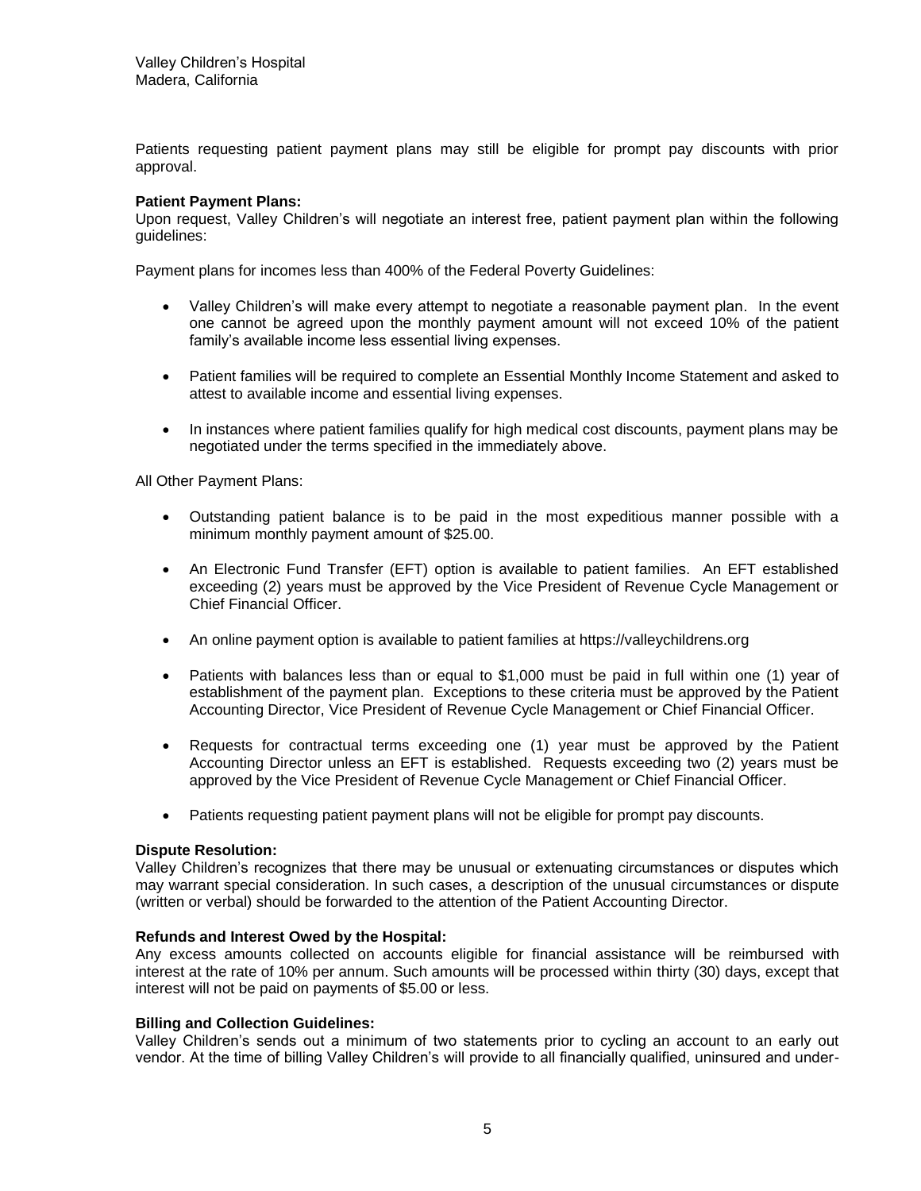Patients requesting patient payment plans may still be eligible for prompt pay discounts with prior approval.

**Patient Payment Plans:**
Upon request, Valley Children's will negotiate an interest free, patient payment plan within the following guidelines:

Payment plans for incomes less than 400% of the Federal Poverty Guidelines:

- Valley Children's will make every attempt to negotiate a reasonable payment plan. In the event one cannot be agreed upon the monthly payment amount will not exceed 10% of the patient family's available income less essential living expenses.
- Patient families will be required to complete an Essential Monthly Income Statement and asked to attest to available income and essential living expenses.
- In instances where patient families qualify for high medical cost discounts, payment plans may be negotiated under the terms specified in the immediately above.

All Other Payment Plans:

- Outstanding patient balance is to be paid in the most expeditious manner possible with a minimum monthly payment amount of $25.00.
- An Electronic Fund Transfer (EFT) option is available to patient families. An EFT established exceeding (2) years must be approved by the Vice President of Revenue Cycle Management or Chief Financial Officer.
- An online payment option is available to patient families at https://valleychildrens.org
- Patients with balances less than or equal to $1,000 must be paid in full within one (1) year of establishment of the payment plan. Exceptions to these criteria must be approved by the Patient Accounting Director, Vice President of Revenue Cycle Management or Chief Financial Officer.
- Requests for contractual terms exceeding one (1) year must be approved by the Patient Accounting Director unless an EFT is established. Requests exceeding two (2) years must be approved by the Vice President of Revenue Cycle Management or Chief Financial Officer.
- Patients requesting patient payment plans will not be eligible for prompt pay discounts.

**Dispute Resolution:**
Valley Children's recognizes that there may be unusual or extenuating circumstances or disputes which may warrant special consideration. In such cases, a description of the unusual circumstances or dispute (written or verbal) should be forwarded to the attention of the Patient Accounting Director.

**Refunds and Interest Owed by the Hospital:**
Any excess amounts collected on accounts eligible for financial assistance will be reimbursed with interest at the rate of 10% per annum. Such amounts will be processed within thirty (30) days, except that interest will not be paid on payments of $5.00 or less.

**Billing and Collection Guidelines:**
Valley Children's sends out a minimum of two statements prior to cycling an account to an early out vendor. At the time of billing Valley Children's will provide to all financially qualified, uninsured and under-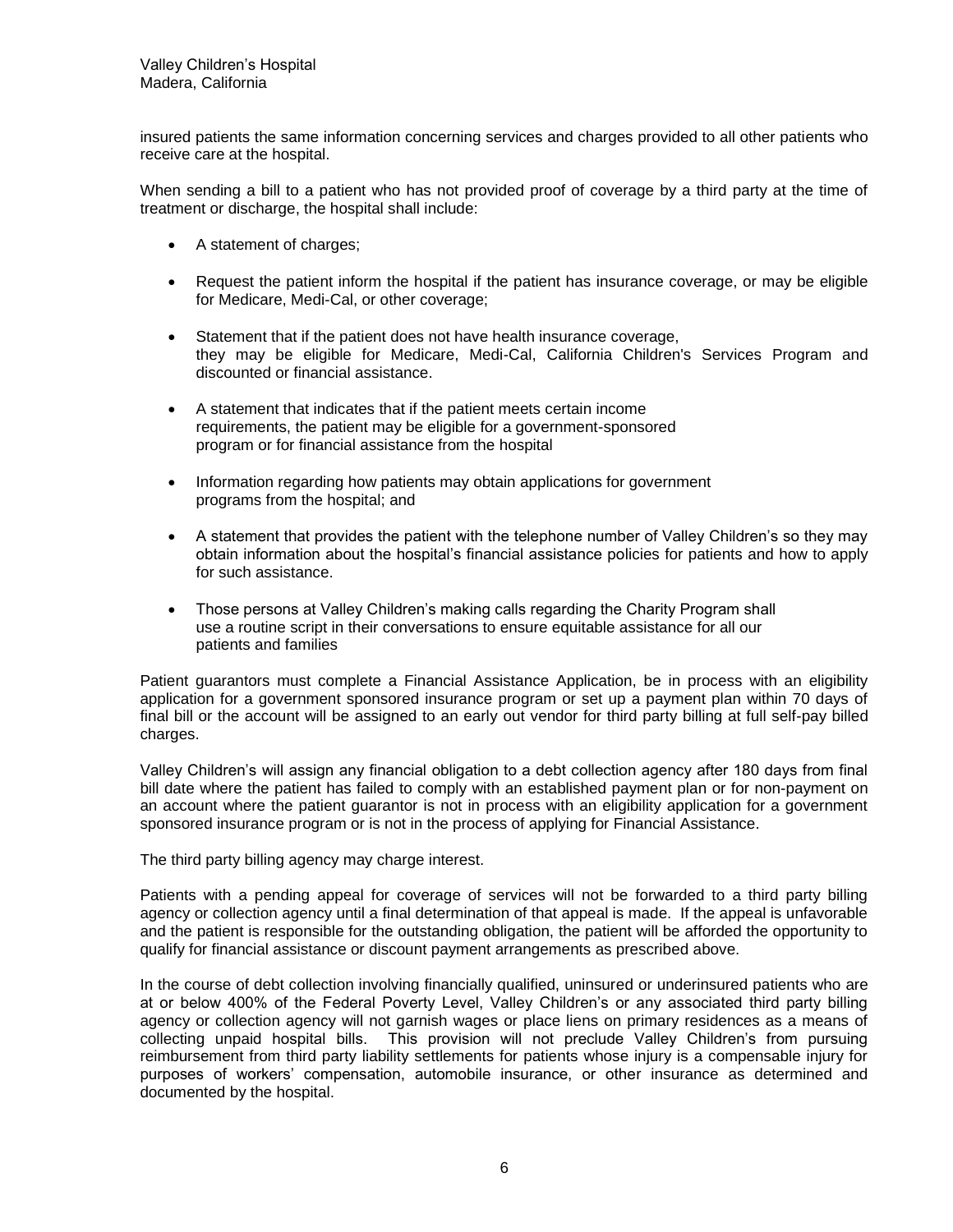insured patients the same information concerning services and charges provided to all other patients who receive care at the hospital.

When sending a bill to a patient who has not provided proof of coverage by a third party at the time of treatment or discharge, the hospital shall include:

- A statement of charges;
- Request the patient inform the hospital if the patient has insurance coverage, or may be eligible for Medicare, Medi-Cal, or other coverage;
- Statement that if the patient does not have health insurance coverage, they may be eligible for Medicare, Medi-Cal, California Children's Services Program and discounted or financial assistance.
- A statement that indicates that if the patient meets certain income requirements, the patient may be eligible for a government-sponsored program or for financial assistance from the hospital
- Information regarding how patients may obtain applications for government programs from the hospital; and
- A statement that provides the patient with the telephone number of Valley Children's so they may obtain information about the hospital's financial assistance policies for patients and how to apply for such assistance.
- Those persons at Valley Children's making calls regarding the Charity Program shall use a routine script in their conversations to ensure equitable assistance for all our patients and families

Patient guarantors must complete a Financial Assistance Application, be in process with an eligibility application for a government sponsored insurance program or set up a payment plan within 70 days of final bill or the account will be assigned to an early out vendor for third party billing at full self-pay billed charges.

Valley Children's will assign any financial obligation to a debt collection agency after 180 days from final bill date where the patient has failed to comply with an established payment plan or for non-payment on an account where the patient guarantor is not in process with an eligibility application for a government sponsored insurance program or is not in the process of applying for Financial Assistance.

The third party billing agency may charge interest.

Patients with a pending appeal for coverage of services will not be forwarded to a third party billing agency or collection agency until a final determination of that appeal is made. If the appeal is unfavorable and the patient is responsible for the outstanding obligation, the patient will be afforded the opportunity to qualify for financial assistance or discount payment arrangements as prescribed above.

In the course of debt collection involving financially qualified, uninsured or underinsured patients who are at or below 400% of the Federal Poverty Level, Valley Children's or any associated third party billing agency or collection agency will not garnish wages or place liens on primary residences as a means of collecting unpaid hospital bills. This provision will not preclude Valley Children's from pursuing reimbursement from third party liability settlements for patients whose injury is a compensable injury for purposes of workers' compensation, automobile insurance, or other insurance as determined and documented by the hospital.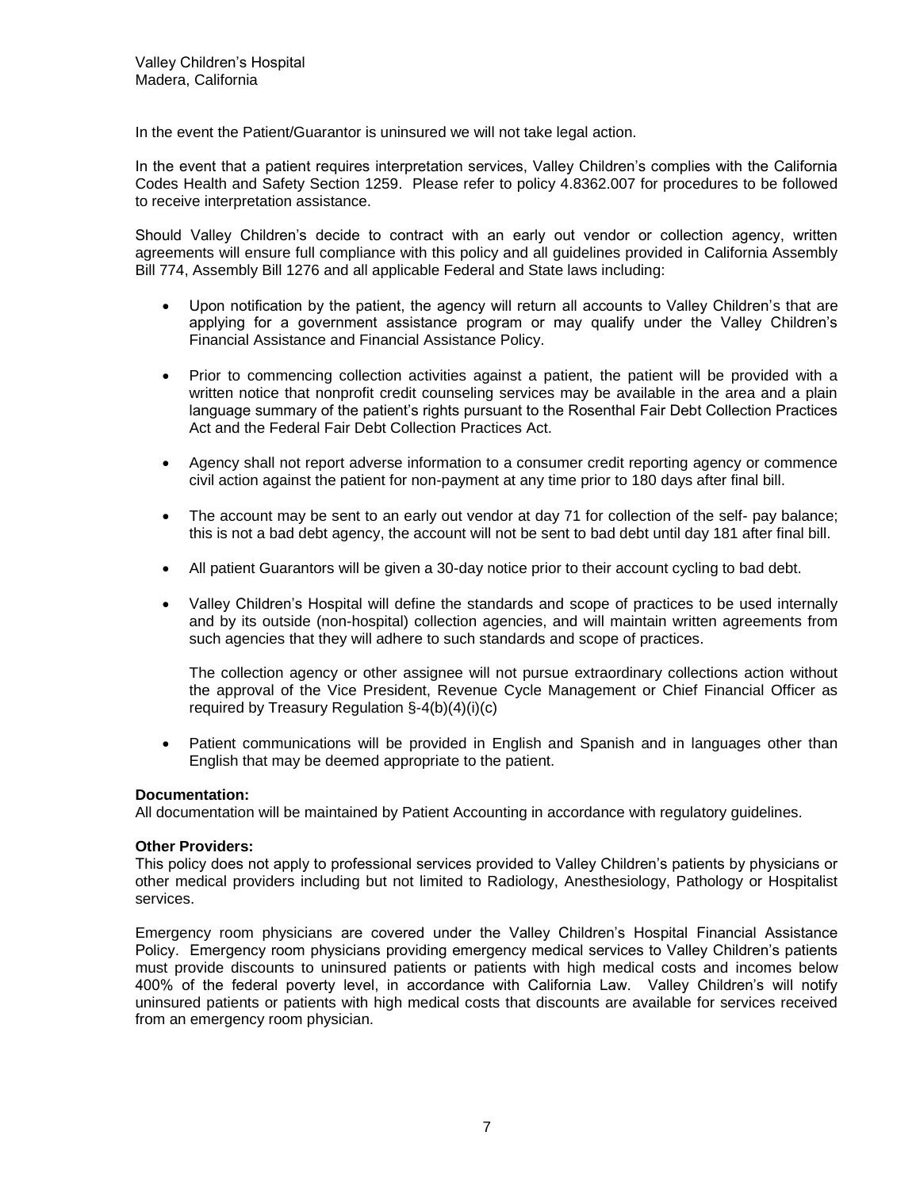In the event the Patient/Guarantor is uninsured we will not take legal action.

In the event that a patient requires interpretation services, Valley Children's complies with the California Codes Health and Safety Section 1259. Please refer to policy 4.8362.007 for procedures to be followed to receive interpretation assistance.

Should Valley Children's decide to contract with an early out vendor or collection agency, written agreements will ensure full compliance with this policy and all guidelines provided in California Assembly Bill 774, Assembly Bill 1276 and all applicable Federal and State laws including:

- Upon notification by the patient, the agency will return all accounts to Valley Children's that are applying for a government assistance program or may qualify under the Valley Children's Financial Assistance and Financial Assistance Policy.
- Prior to commencing collection activities against a patient, the patient will be provided with a written notice that nonprofit credit counseling services may be available in the area and a plain language summary of the patient's rights pursuant to the Rosenthal Fair Debt Collection Practices Act and the Federal Fair Debt Collection Practices Act.
- Agency shall not report adverse information to a consumer credit reporting agency or commence civil action against the patient for non-payment at any time prior to 180 days after final bill.
- The account may be sent to an early out vendor at day 71 for collection of the self- pay balance; this is not a bad debt agency, the account will not be sent to bad debt until day 181 after final bill.
- All patient Guarantors will be given a 30-day notice prior to their account cycling to bad debt.
- Valley Children's Hospital will define the standards and scope of practices to be used internally and by its outside (non-hospital) collection agencies, and will maintain written agreements from such agencies that they will adhere to such standards and scope of practices.

  The collection agency or other assignee will not pursue extraordinary collections action without the approval of the Vice President, Revenue Cycle Management or Chief Financial Officer as required by Treasury Regulation §-4(b)(4)(i)(c)
- Patient communications will be provided in English and Spanish and in languages other than English that may be deemed appropriate to the patient.

**Documentation:**
All documentation will be maintained by Patient Accounting in accordance with regulatory guidelines.

**Other Providers:**
This policy does not apply to professional services provided to Valley Children's patients by physicians or other medical providers including but not limited to Radiology, Anesthesiology, Pathology or Hospitalist services.

Emergency room physicians are covered under the Valley Children's Hospital Financial Assistance Policy. Emergency room physicians providing emergency medical services to Valley Children's patients must provide discounts to uninsured patients or patients with high medical costs and incomes below 400% of the federal poverty level, in accordance with California Law. Valley Children's will notify uninsured patients or patients with high medical costs that discounts are available for services received from an emergency room physician.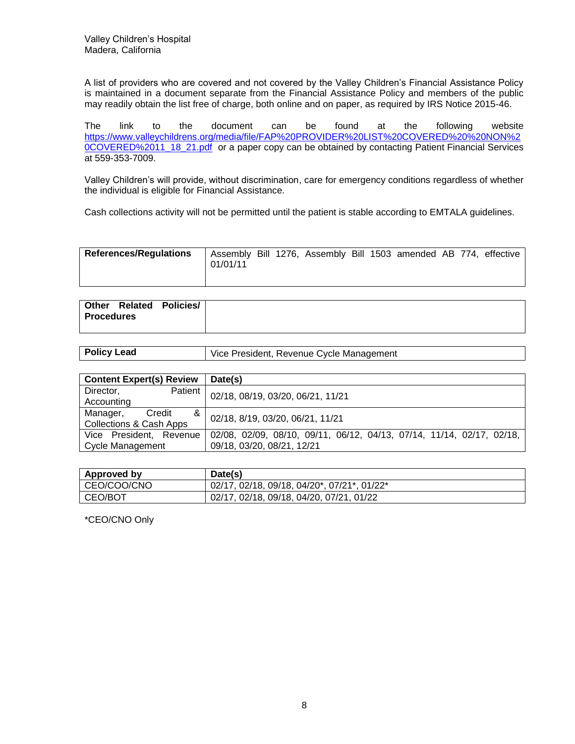Valley Children's Hospital
Madera, California

A list of providers who are covered and not covered by the Valley Children's Financial Assistance Policy is maintained in a document separate from the Financial Assistance Policy and members of the public may readily obtain the list free of charge, both online and on paper, as required by IRS Notice 2015-46.

The link to the document can be found at the following website https://www.valleychildrens.org/media/file/FAP%20PROVIDER%20LIST%20COVERED%20%20NON%20COVERED%2011_18_21.pdf or a paper copy can be obtained by contacting Patient Financial Services at 559-353-7009.

Valley Children's will provide, without discrimination, care for emergency conditions regardless of whether the individual is eligible for Financial Assistance.

Cash collections activity will not be permitted until the patient is stable according to EMTALA guidelines.

| | |
|---|---|
| **References/Regulations** | Assembly Bill 1276, Assembly Bill 1503 amended AB 774, effective 01/01/11 |

| | |
|---|---|
| **Other Related Policies/ Procedures** | |

| | |
|---|---|
| **Policy Lead** | Vice President, Revenue Cycle Management |

| **Content Expert(s) Review** | **Date(s)** |
|---|---|
| Director, Patient Accounting | 02/18, 08/19, 03/20, 06/21, 11/21 |
| Manager, Credit & Collections & Cash Apps | 02/18, 8/19, 03/20, 06/21, 11/21 |
| Vice President, Revenue Cycle Management | 02/08, 02/09, 08/10, 09/11, 06/12, 04/13, 07/14, 11/14, 02/17, 02/18, 09/18, 03/20, 08/21, 12/21 |

| **Approved by** | **Date(s)** |
|---|---|
| CEO/COO/CNO | 02/17, 02/18, 09/18, 04/20*, 07/21*, 01/22* |
| CEO/BOT | 02/17, 02/18, 09/18, 04/20, 07/21, 01/22 |

*CEO/CNO Only